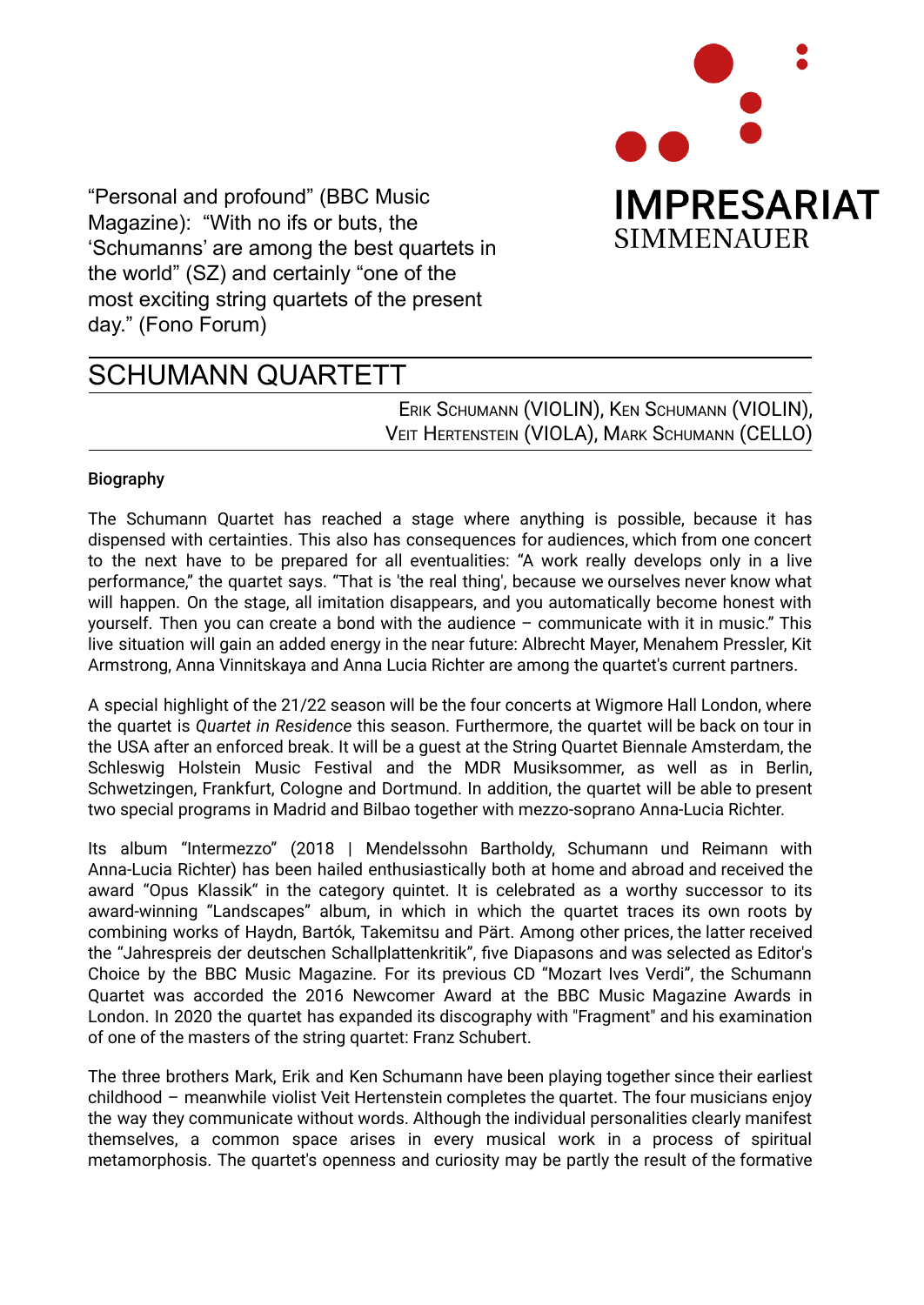IMPRESARIAT
SIMMENAUER

"Personal and profound" (BBC Music Magazine): "With no ifs or buts, the 'Schumanns' are among the best quartets in the world" (SZ) and certainly "one of the most exciting string quartets of the present day." (Fono Forum)

# SCHUMANN QUARTETT

Erik Schumann (VIOLIN), Ken Schumann (VIOLIN),
Veit Hertenstein (VIOLA), Mark Schumann (CELLO)

**Biography**

The Schumann Quartet has reached a stage where anything is possible, because it has dispensed with certainties. This also has consequences for audiences, which from one concert to the next have to be prepared for all eventualities: "A work really develops only in a live performance," the quartet says. "That is 'the real thing', because we ourselves never know what will happen. On the stage, all imitation disappears, and you automatically become honest with yourself. Then you can create a bond with the audience – communicate with it in music." This live situation will gain an added energy in the near future: Albrecht Mayer, Menahem Pressler, Kit Armstrong, Anna Vinnitskaya and Anna Lucia Richter are among the quartet's current partners.

A special highlight of the 21/22 season will be the four concerts at Wigmore Hall London, where the quartet is *Quartet in Residence* this season. Furthermore, the quartet will be back on tour in the USA after an enforced break. It will be a guest at the String Quartet Biennale Amsterdam, the Schleswig Holstein Music Festival and the MDR Musiksommer, as well as in Berlin, Schwetzingen, Frankfurt, Cologne and Dortmund. In addition, the quartet will be able to present two special programs in Madrid and Bilbao together with mezzo-soprano Anna-Lucia Richter.

Its album "Intermezzo" (2018 | Mendelssohn Bartholdy, Schumann und Reimann with Anna-Lucia Richter) has been hailed enthusiastically both at home and abroad and received the award "Opus Klassik" in the category quintet. It is celebrated as a worthy successor to its award-winning "Landscapes" album, in which in which the quartet traces its own roots by combining works of Haydn, Bartók, Takemitsu and Pärt. Among other prices, the latter received the "Jahrespreis der deutschen Schallplattenkritik", five Diapasons and was selected as Editor's Choice by the BBC Music Magazine. For its previous CD "Mozart Ives Verdi", the Schumann Quartet was accorded the 2016 Newcomer Award at the BBC Music Magazine Awards in London. In 2020 the quartet has expanded its discography with "Fragment" and his examination of one of the masters of the string quartet: Franz Schubert.

The three brothers Mark, Erik and Ken Schumann have been playing together since their earliest childhood – meanwhile violist Veit Hertenstein completes the quartet. The four musicians enjoy the way they communicate without words. Although the individual personalities clearly manifest themselves, a common space arises in every musical work in a process of spiritual metamorphosis. The quartet's openness and curiosity may be partly the result of the formative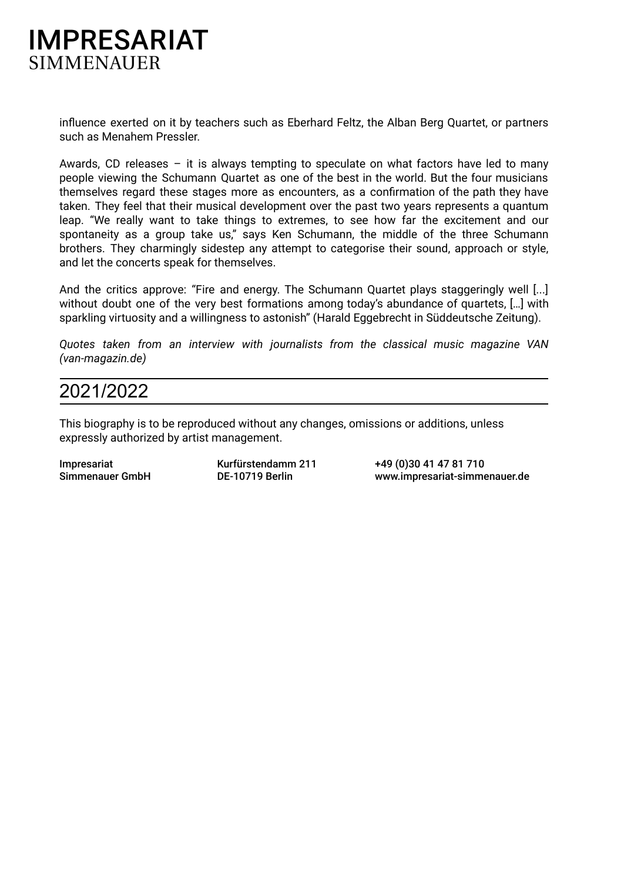influence exerted on it by teachers such as Eberhard Feltz, the Alban Berg Quartet, or partners such as Menahem Pressler.

Awards, CD releases – it is always tempting to speculate on what factors have led to many people viewing the Schumann Quartet as one of the best in the world. But the four musicians themselves regard these stages more as encounters, as a confirmation of the path they have taken. They feel that their musical development over the past two years represents a quantum leap. "We really want to take things to extremes, to see how far the excitement and our spontaneity as a group take us," says Ken Schumann, the middle of the three Schumann brothers. They charmingly sidestep any attempt to categorise their sound, approach or style, and let the concerts speak for themselves.

And the critics approve: "Fire and energy. The Schumann Quartet plays staggeringly well [...] without doubt one of the very best formations among today's abundance of quartets, […] with sparkling virtuosity and a willingness to astonish" (Harald Eggebrecht in Süddeutsche Zeitung).

*Quotes taken from an interview with journalists from the classical music magazine VAN (van-magazin.de)*

## 2021/2022

This biography is to be reproduced without any changes, omissions or additions, unless expressly authorized by artist management.

Impresariat Simmenauer GmbH
Kurfürstendamm 211
DE-10719 Berlin
+49 (0)30 41 47 81 710
www.impresariat-simmenauer.de